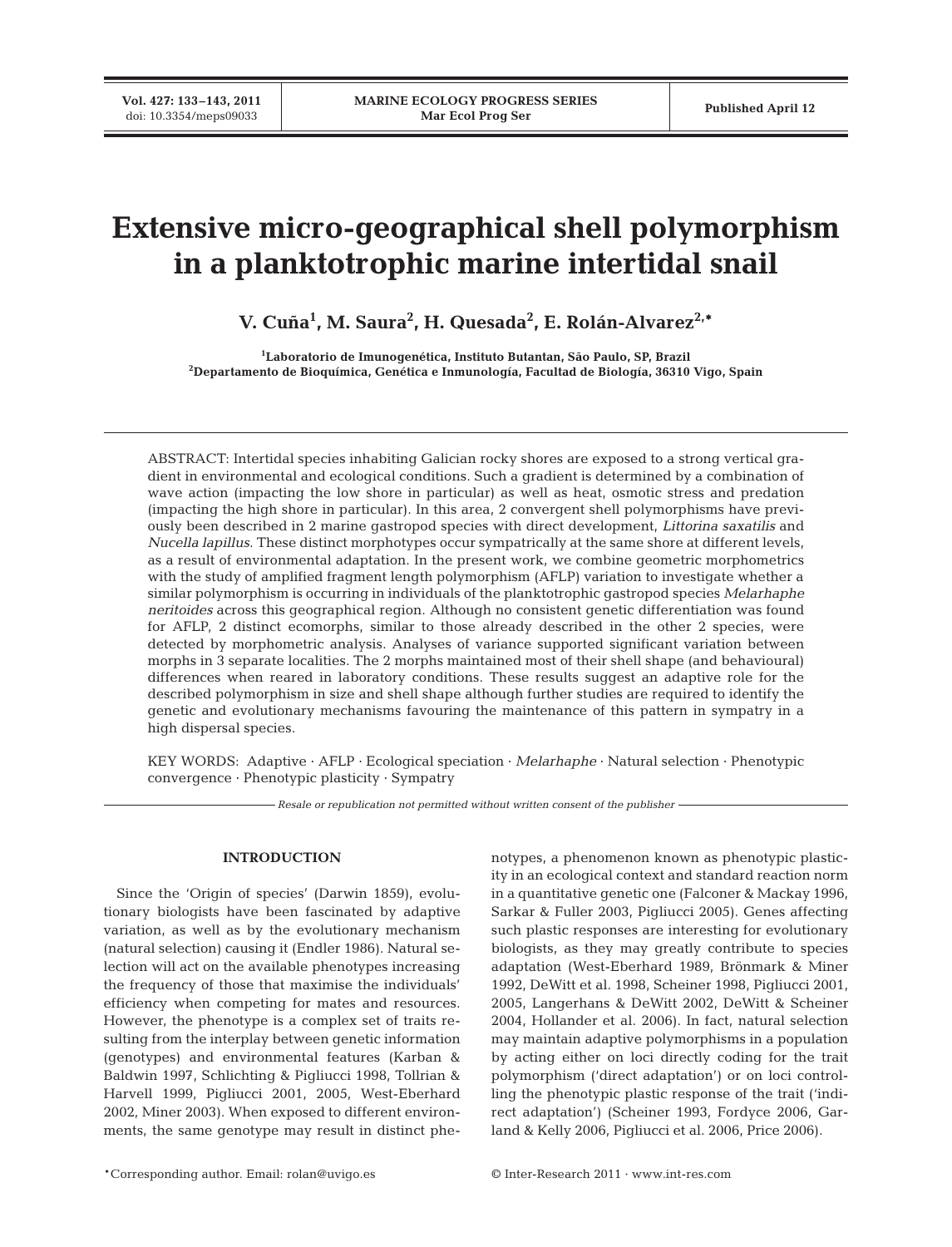# Extensive micro-geographical shell polymorphism in a planktotrophic marine intertidal snail

**V. Cuña[1], M. Saura[2], H. Quesada[2], E. Rolán-Alvarez[2,*]**

[1]Laboratorio de Imunogenética, Instituto Butantan, São Paulo, SP, Brazil
[2]Departamento de Bioquímica, Genética e Inmunología, Facultad de Biología, 36310 Vigo, Spain

ABSTRACT: Intertidal species inhabiting Galician rocky shores are exposed to a strong vertical gradient in environmental and ecological conditions. Such a gradient is determined by a combination of wave action (impacting the low shore in particular) as well as heat, osmotic stress and predation (impacting the high shore in particular). In this area, 2 convergent shell polymorphisms have previously been described in 2 marine gastropod species with direct development, *Littorina saxatilis* and *Nucella lapillus*. These distinct morphotypes occur sympatrically at the same shore at different levels, as a result of environmental adaptation. In the present work, we combine geometric morphometrics with the study of amplified fragment length polymorphism (AFLP) variation to investigate whether a similar polymorphism is occurring in individuals of the planktotrophic gastropod species *Melarhaphe neritoides* across this geographical region. Although no consistent genetic differentiation was found for AFLP, 2 distinct ecomorphs, similar to those already described in the other 2 species, were detected by morphometric analysis. Analyses of variance supported significant variation between morphs in 3 separate localities. The 2 morphs maintained most of their shell shape (and behavioural) differences when reared in laboratory conditions. These results suggest an adaptive role for the described polymorphism in size and shell shape although further studies are required to identify the genetic and evolutionary mechanisms favouring the maintenance of this pattern in sympatry in a high dispersal species.

KEY WORDS: Adaptive · AFLP · Ecological speciation · *Melarhaphe* · Natural selection · Phenotypic convergence · Phenotypic plasticity · Sympatry

*Resale or republication not permitted without written consent of the publisher*

## INTRODUCTION

Since the 'Origin of species' (Darwin 1859), evolutionary biologists have been fascinated by adaptive variation, as well as by the evolutionary mechanism (natural selection) causing it (Endler 1986). Natural selection will act on the available phenotypes increasing the frequency of those that maximise the individuals' efficiency when competing for mates and resources. However, the phenotype is a complex set of traits resulting from the interplay between genetic information (genotypes) and environmental features (Karban & Baldwin 1997, Schlichting & Pigliucci 1998, Tollrian & Harvell 1999, Pigliucci 2001, 2005, West-Eberhard 2002, Miner 2003). When exposed to different environments, the same genotype may result in distinct phenotypes, a phenomenon known as phenotypic plasticity in an ecological context and standard reaction norm in a quantitative genetic one (Falconer & Mackay 1996, Sarkar & Fuller 2003, Pigliucci 2005). Genes affecting such plastic responses are interesting for evolutionary biologists, as they may greatly contribute to species adaptation (West-Eberhard 1989, Brönmark & Miner 1992, DeWitt et al. 1998, Scheiner 1998, Pigliucci 2001, 2005, Langerhans & DeWitt 2002, DeWitt & Scheiner 2004, Hollander et al. 2006). In fact, natural selection may maintain adaptive polymorphisms in a population by acting either on loci directly coding for the trait polymorphism ('direct adaptation') or on loci controlling the phenotypic plastic response of the trait ('indirect adaptation') (Scheiner 1993, Fordyce 2006, Garland & Kelly 2006, Pigliucci et al. 2006, Price 2006).

*Corresponding author. Email: rolan@uvigo.es

© Inter-Research 2011 · www.int-res.com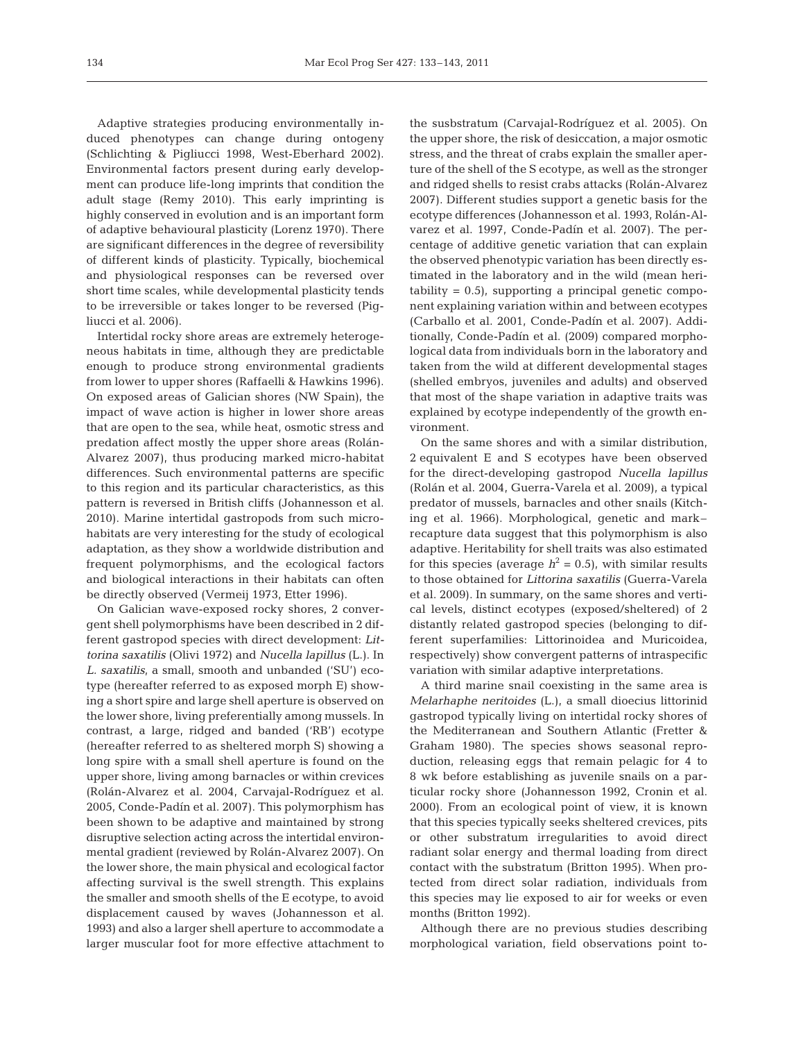Adaptive strategies producing environmentally induced phenotypes can change during ontogeny (Schlichting & Pigliucci 1998, West-Eberhard 2002). Environmental factors present during early development can produce life-long imprints that condition the adult stage (Remy 2010). This early imprinting is highly conserved in evolution and is an important form of adaptive behavioural plasticity (Lorenz 1970). There are significant differences in the degree of reversibility of different kinds of plasticity. Typically, biochemical and physiological responses can be reversed over short time scales, while developmental plasticity tends to be irreversible or takes longer to be reversed (Pigliucci et al. 2006).

Intertidal rocky shore areas are extremely heterogeneous habitats in time, although they are predictable enough to produce strong environmental gradients from lower to upper shores (Raffaelli & Hawkins 1996). On exposed areas of Galician shores (NW Spain), the impact of wave action is higher in lower shore areas that are open to the sea, while heat, osmotic stress and predation affect mostly the upper shore areas (Rolán-Alvarez 2007), thus producing marked micro-habitat differences. Such environmental patterns are specific to this region and its particular characteristics, as this pattern is reversed in British cliffs (Johannesson et al. 2010). Marine intertidal gastropods from such micro-habitats are very interesting for the study of ecological adaptation, as they show a worldwide distribution and frequent polymorphisms, and the ecological factors and biological interactions in their habitats can often be directly observed (Vermeij 1973, Etter 1996).

On Galician wave-exposed rocky shores, 2 convergent shell polymorphisms have been described in 2 different gastropod species with direct development: *Littorina saxatilis* (Olivi 1972) and *Nucella lapillus* (L.). In *L. saxatilis*, a small, smooth and unbanded ('SU') ecotype (hereafter referred to as exposed morph E) showing a short spire and large shell aperture is observed on the lower shore, living preferentially among mussels. In contrast, a large, ridged and banded ('RB') ecotype (hereafter referred to as sheltered morph S) showing a long spire with a small shell aperture is found on the upper shore, living among barnacles or within crevices (Rolán-Alvarez et al. 2004, Carvajal-Rodríguez et al. 2005, Conde-Padín et al. 2007). This polymorphism has been shown to be adaptive and maintained by strong disruptive selection acting across the intertidal environmental gradient (reviewed by Rolán-Alvarez 2007). On the lower shore, the main physical and ecological factor affecting survival is the swell strength. This explains the smaller and smooth shells of the E ecotype, to avoid displacement caused by waves (Johannesson et al. 1993) and also a larger shell aperture to accommodate a larger muscular foot for more effective attachment to the susbstratum (Carvajal-Rodríguez et al. 2005). On the upper shore, the risk of desiccation, a major osmotic stress, and the threat of crabs explain the smaller aperture of the shell of the S ecotype, as well as the stronger and ridged shells to resist crabs attacks (Rolán-Alvarez 2007). Different studies support a genetic basis for the ecotype differences (Johannesson et al. 1993, Rolán-Alvarez et al. 1997, Conde-Padín et al. 2007). The percentage of additive genetic variation that can explain the observed phenotypic variation has been directly estimated in the laboratory and in the wild (mean heritability = 0.5), supporting a principal genetic component explaining variation within and between ecotypes (Carballo et al. 2001, Conde-Padín et al. 2007). Additionally, Conde-Padín et al. (2009) compared morphological data from individuals born in the laboratory and taken from the wild at different developmental stages (shelled embryos, juveniles and adults) and observed that most of the shape variation in adaptive traits was explained by ecotype independently of the growth environment.

On the same shores and with a similar distribution, 2 equivalent E and S ecotypes have been observed for the direct-developing gastropod *Nucella lapillus* (Rolán et al. 2004, Guerra-Varela et al. 2009), a typical predator of mussels, barnacles and other snails (Kitching et al. 1966). Morphological, genetic and mark–recapture data suggest that this polymorphism is also adaptive. Heritability for shell traits was also estimated for this species (average $h^2 = 0.5$), with similar results to those obtained for *Littorina saxatilis* (Guerra-Varela et al. 2009). In summary, on the same shores and vertical levels, distinct ecotypes (exposed/sheltered) of 2 distantly related gastropod species (belonging to different superfamilies: Littorinoidea and Muricoidea, respectively) show convergent patterns of intraspecific variation with similar adaptive interpretations.

A third marine snail coexisting in the same area is *Melarhaphe neritoides* (L.), a small dioecius littorinid gastropod typically living on intertidal rocky shores of the Mediterranean and Southern Atlantic (Fretter & Graham 1980). The species shows seasonal reproduction, releasing eggs that remain pelagic for 4 to 8 wk before establishing as juvenile snails on a particular rocky shore (Johannesson 1992, Cronin et al. 2000). From an ecological point of view, it is known that this species typically seeks sheltered crevices, pits or other substratum irregularities to avoid direct radiant solar energy and thermal loading from direct contact with the substratum (Britton 1995). When protected from direct solar radiation, individuals from this species may lie exposed to air for weeks or even months (Britton 1992).

Although there are no previous studies describing morphological variation, field observations point to-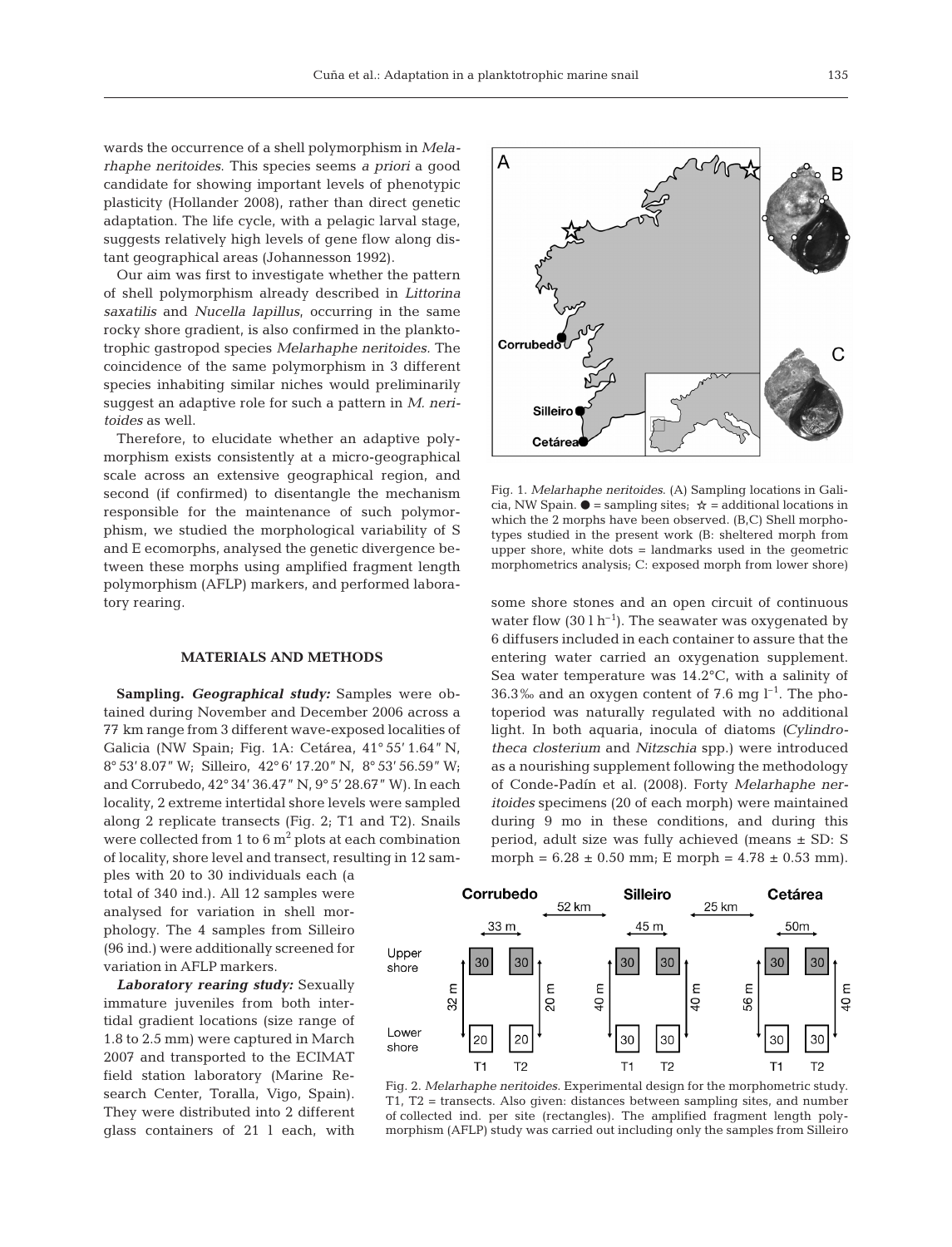wards the occurrence of a shell polymorphism in *Melarhaphe neritoides*. This species seems *a priori* a good candidate for showing important levels of phenotypic plasticity (Hollander 2008), rather than direct genetic adaptation. The life cycle, with a pelagic larval stage, suggests relatively high levels of gene flow along distant geographical areas (Johannesson 1992).

Our aim was first to investigate whether the pattern of shell polymorphism already described in *Littorina saxatilis* and *Nucella lapillus*, occurring in the same rocky shore gradient, is also confirmed in the planktotrophic gastropod species *Melarhaphe neritoides*. The coincidence of the same polymorphism in 3 different species inhabiting similar niches would preliminarily suggest an adaptive role for such a pattern in *M. neritoides* as well.

Therefore, to elucidate whether an adaptive polymorphism exists consistently at a micro-geographical scale across an extensive geographical region, and second (if confirmed) to disentangle the mechanism responsible for the maintenance of such polymorphism, we studied the morphological variability of S and E ecomorphs, analysed the genetic divergence between these morphs using amplified fragment length polymorphism (AFLP) markers, and performed laboratory rearing.

## MATERIALS AND METHODS

**Sampling.** ***Geographical study:*** Samples were obtained during November and December 2006 across a 77 km range from 3 different wave-exposed localities of Galicia (NW Spain; Fig. 1A: Cetárea, 41° 55′ 1.64″ N, 8° 53′ 8.07″ W; Silleiro, 42° 6′ 17.20″ N, 8° 53′ 56.59″ W; and Corrubedo, 42° 34′ 36.47″ N, 9° 5′ 28.67″ W). In each locality, 2 extreme intertidal shore levels were sampled along 2 replicate transects (Fig. 2; T1 and T2). Snails were collected from 1 to 6 m$^2$ plots at each combination of locality, shore level and transect, resulting in 12 samples with 20 to 30 individuals each (a total of 340 ind.). All 12 samples were analysed for variation in shell morphology. The 4 samples from Silleiro (96 ind.) were additionally screened for variation in AFLP markers.

***Laboratory rearing study:*** Sexually immature juveniles from both intertidal gradient locations (size range of 1.8 to 2.5 mm) were captured in March 2007 and transported to the ECIMAT field station laboratory (Marine Research Center, Toralla, Vigo, Spain). They were distributed into 2 different glass containers of 21 l each, with some shore stones and an open circuit of continuous water flow (30 l h$^{-1}$). The seawater was oxygenated by 6 diffusers included in each container to assure that the entering water carried an oxygenation supplement. Sea water temperature was 14.2°C, with a salinity of 36.3‰ and an oxygen content of 7.6 mg l$^{-1}$. The photoperiod was naturally regulated with no additional light. In both aquaria, inocula of diatoms (*Cylindrotheca closterium* and *Nitzschia* spp.) were introduced as a nourishing supplement following the methodology of Conde-Padín et al. (2008). Forty *Melarhaphe neritoides* specimens (20 of each morph) were maintained during 9 mo in these conditions, and during this period, adult size was fully achieved (means ± SD: S morph = 6.28 ± 0.50 mm; E morph = 4.78 ± 0.53 mm).

Fig. 1. *Melarhaphe neritoides*. (A) Sampling locations in Galicia, NW Spain. ● = sampling sites; ☆ = additional locations in which the 2 morphs have been observed. (B,C) Shell morphotypes studied in the present work (B: sheltered morph from upper shore, white dots = landmarks used in the geometric morphometrics analysis; C: exposed morph from lower shore)

Fig. 2. *Melarhaphe neritoides*. Experimental design for the morphometric study. T1, T2 = transects. Also given: distances between sampling sites, and number of collected ind. per site (rectangles). The amplified fragment length polymorphism (AFLP) study was carried out including only the samples from Silleiro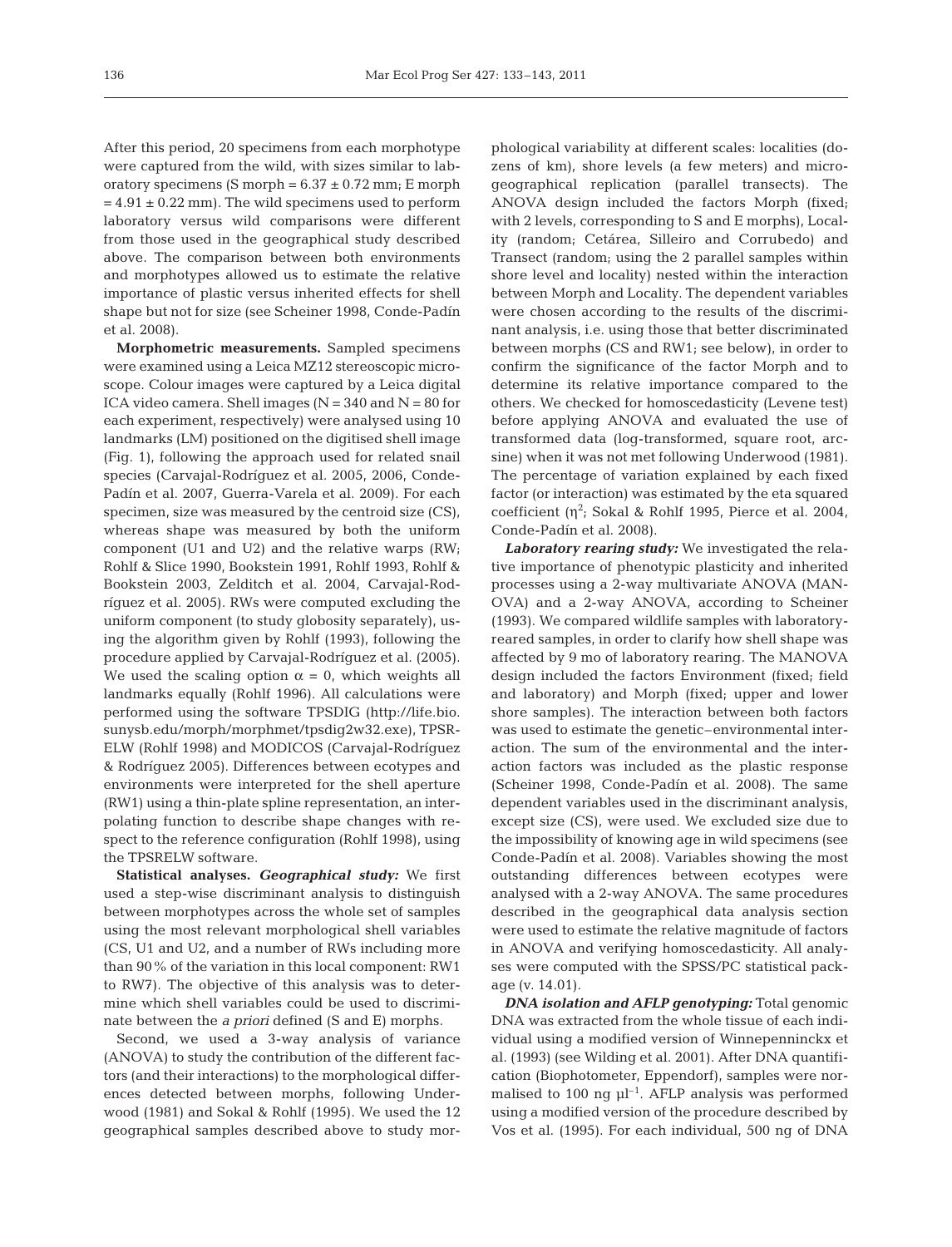After this period, 20 specimens from each morphotype were captured from the wild, with sizes similar to laboratory specimens (S morph = 6.37 ± 0.72 mm; E morph = 4.91 ± 0.22 mm). The wild specimens used to perform laboratory versus wild comparisons were different from those used in the geographical study described above. The comparison between both environments and morphotypes allowed us to estimate the relative importance of plastic versus inherited effects for shell shape but not for size (see Scheiner 1998, Conde-Padín et al. 2008).

**Morphometric measurements.** Sampled specimens were examined using a Leica MZ12 stereoscopic microscope. Colour images were captured by a Leica digital ICA video camera. Shell images (N = 340 and N = 80 for each experiment, respectively) were analysed using 10 landmarks (LM) positioned on the digitised shell image (Fig. 1), following the approach used for related snail species (Carvajal-Rodríguez et al. 2005, 2006, Conde-Padín et al. 2007, Guerra-Varela et al. 2009). For each specimen, size was measured by the centroid size (CS), whereas shape was measured by both the uniform component (U1 and U2) and the relative warps (RW; Rohlf & Slice 1990, Bookstein 1991, Rohlf 1993, Rohlf & Bookstein 2003, Zelditch et al. 2004, Carvajal-Rodríguez et al. 2005). RWs were computed excluding the uniform component (to study globosity separately), using the algorithm given by Rohlf (1993), following the procedure applied by Carvajal-Rodríguez et al. (2005). We used the scaling option $\alpha = 0$, which weights all landmarks equally (Rohlf 1996). All calculations were performed using the software TPSDIG (http://life.bio.sunysb.edu/morph/morphmet/tpsdig2w32.exe), TPSRELW (Rohlf 1998) and MODICOS (Carvajal-Rodríguez & Rodríguez 2005). Differences between ecotypes and environments were interpreted for the shell aperture (RW1) using a thin-plate spline representation, an interpolating function to describe shape changes with respect to the reference configuration (Rohlf 1998), using the TPSRELW software.

**Statistical analyses.** ***Geographical study:*** We first used a step-wise discriminant analysis to distinguish between morphotypes across the whole set of samples using the most relevant morphological shell variables (CS, U1 and U2, and a number of RWs including more than 90% of the variation in this local component: RW1 to RW7). The objective of this analysis was to determine which shell variables could be used to discriminate between the *a priori* defined (S and E) morphs.

Second, we used a 3-way analysis of variance (ANOVA) to study the contribution of the different factors (and their interactions) to the morphological differences detected between morphs, following Underwood (1981) and Sokal & Rohlf (1995). We used the 12 geographical samples described above to study morphological variability at different scales: localities (dozens of km), shore levels (a few meters) and microgeographical replication (parallel transects). The ANOVA design included the factors Morph (fixed; with 2 levels, corresponding to S and E morphs), Locality (random; Cetárea, Silleiro and Corrubedo) and Transect (random; using the 2 parallel samples within shore level and locality) nested within the interaction between Morph and Locality. The dependent variables were chosen according to the results of the discriminant analysis, i.e. using those that better discriminated between morphs (CS and RW1; see below), in order to confirm the significance of the factor Morph and to determine its relative importance compared to the others. We checked for homoscedasticity (Levene test) before applying ANOVA and evaluated the use of transformed data (log-transformed, square root, arcsine) when it was not met following Underwood (1981). The percentage of variation explained by each fixed factor (or interaction) was estimated by the eta squared coefficient ($\eta^2$; Sokal & Rohlf 1995, Pierce et al. 2004, Conde-Padín et al. 2008).

***Laboratory rearing study:*** We investigated the relative importance of phenotypic plasticity and inherited processes using a 2-way multivariate ANOVA (MANOVA) and a 2-way ANOVA, according to Scheiner (1993). We compared wildlife samples with laboratory-reared samples, in order to clarify how shell shape was affected by 9 mo of laboratory rearing. The MANOVA design included the factors Environment (fixed; field and laboratory) and Morph (fixed; upper and lower shore samples). The interaction between both factors was used to estimate the genetic–environmental interaction. The sum of the environmental and the interaction factors was included as the plastic response (Scheiner 1998, Conde-Padín et al. 2008). The same dependent variables used in the discriminant analysis, except size (CS), were used. We excluded size due to the impossibility of knowing age in wild specimens (see Conde-Padín et al. 2008). Variables showing the most outstanding differences between ecotypes were analysed with a 2-way ANOVA. The same procedures described in the geographical data analysis section were used to estimate the relative magnitude of factors in ANOVA and verifying homoscedasticity. All analyses were computed with the SPSS/PC statistical package (v. 14.01).

***DNA isolation and AFLP genotyping:*** Total genomic DNA was extracted from the whole tissue of each individual using a modified version of Winnepenninckx et al. (1993) (see Wilding et al. 2001). After DNA quantification (Biophotometer, Eppendorf), samples were normalised to 100 ng µl$^{-1}$. AFLP analysis was performed using a modified version of the procedure described by Vos et al. (1995). For each individual, 500 ng of DNA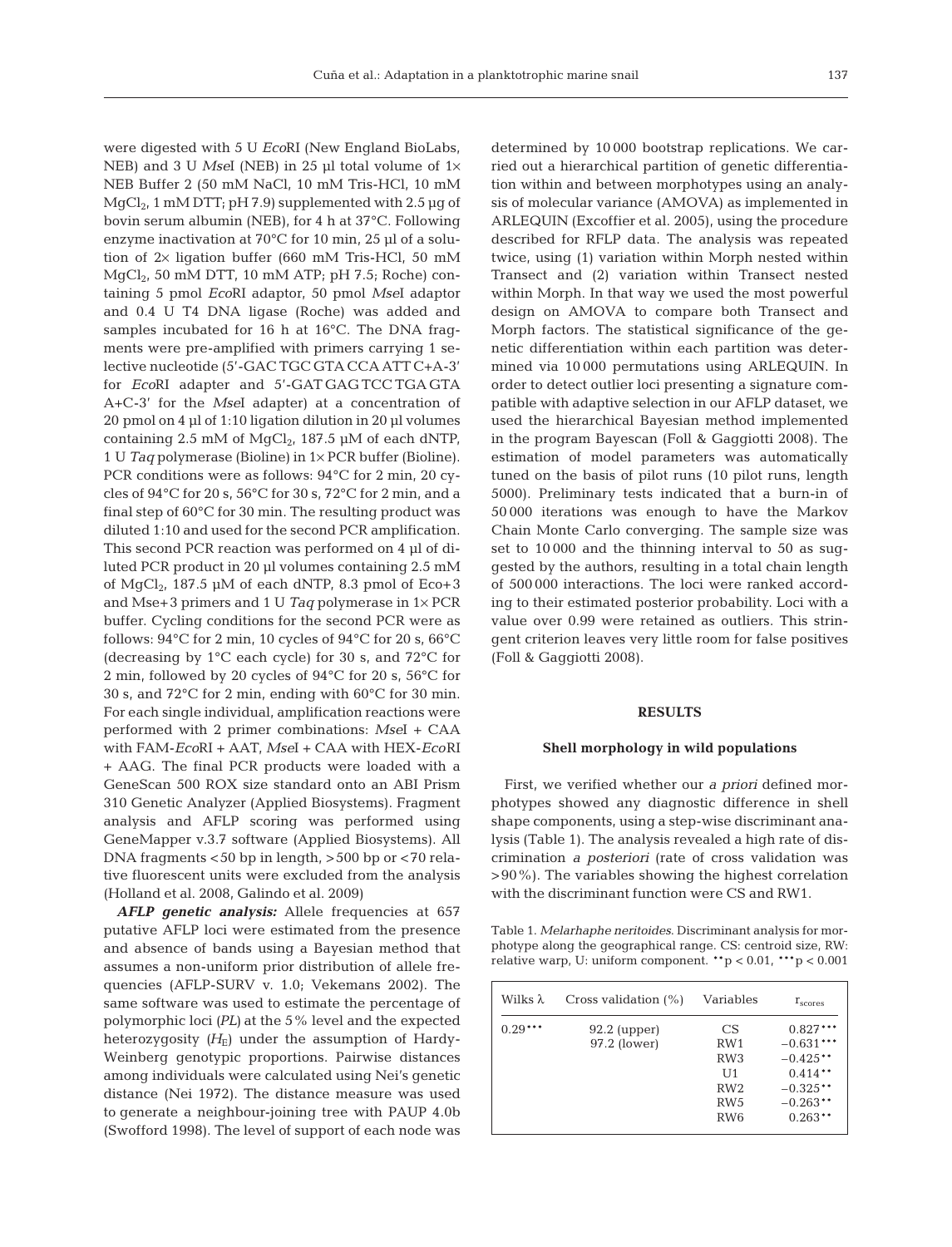were digested with 5 U *Eco*RI (New England BioLabs, NEB) and 3 U *Mse*I (NEB) in 25 µl total volume of 1× NEB Buffer 2 (50 mM NaCl, 10 mM Tris-HCl, 10 mM $MgCl_2$, 1 mM DTT; pH 7.9) supplemented with 2.5 µg of bovin serum albumin (NEB), for 4 h at 37°C. Following enzyme inactivation at 70°C for 10 min, 25 µl of a solution of 2× ligation buffer (660 mM Tris-HCl, 50 mM $MgCl_2$, 50 mM DTT, 10 mM ATP; pH 7.5; Roche) containing 5 pmol *Eco*RI adaptor, 50 pmol *Mse*I adaptor and 0.4 U T4 DNA ligase (Roche) was added and samples incubated for 16 h at 16°C. The DNA fragments were pre-amplified with primers carrying 1 selective nucleotide (5'-GAC TGC GTA CCA ATT C+A-3' for *Eco*RI adapter and 5'-GAT GAG TCC TGA GTA A+C-3' for the *Mse*I adapter) at a concentration of 20 pmol on 4 µl of 1:10 ligation dilution in 20 µl volumes containing 2.5 mM of $MgCl_2$, 187.5 µM of each dNTP, 1 U *Taq* polymerase (Bioline) in 1× PCR buffer (Bioline). PCR conditions were as follows: 94°C for 2 min, 20 cycles of 94°C for 20 s, 56°C for 30 s, 72°C for 2 min, and a final step of 60°C for 30 min. The resulting product was diluted 1:10 and used for the second PCR amplification. This second PCR reaction was performed on 4 µl of diluted PCR product in 20 µl volumes containing 2.5 mM of $MgCl_2$, 187.5 µM of each dNTP, 8.3 pmol of Eco+3 and Mse+3 primers and 1 U *Taq* polymerase in 1× PCR buffer. Cycling conditions for the second PCR were as follows: 94°C for 2 min, 10 cycles of 94°C for 20 s, 66°C (decreasing by 1°C each cycle) for 30 s, and 72°C for 2 min, followed by 20 cycles of 94°C for 20 s, 56°C for 30 s, and 72°C for 2 min, ending with 60°C for 30 min. For each single individual, amplification reactions were performed with 2 primer combinations: *Mse*I + CAA with FAM-*Eco*RI + AAT, *Mse*I + CAA with HEX-*Eco*RI + AAG. The final PCR products were loaded with a GeneScan 500 ROX size standard onto an ABI Prism 310 Genetic Analyzer (Applied Biosystems). Fragment analysis and AFLP scoring was performed using GeneMapper v.3.7 software (Applied Biosystems). All DNA fragments <50 bp in length, >500 bp or <70 relative fluorescent units were excluded from the analysis (Holland et al. 2008, Galindo et al. 2009)

***AFLP genetic analysis:*** Allele frequencies at 657 putative AFLP loci were estimated from the presence and absence of bands using a Bayesian method that assumes a non-uniform prior distribution of allele frequencies (AFLP-SURV v. 1.0; Vekemans 2002). The same software was used to estimate the percentage of polymorphic loci (*PL*) at the 5% level and the expected heterozygosity ($H_E$) under the assumption of Hardy-Weinberg genotypic proportions. Pairwise distances among individuals were calculated using Nei's genetic distance (Nei 1972). The distance measure was used to generate a neighbour-joining tree with PAUP 4.0b (Swofford 1998). The level of support of each node was determined by 10 000 bootstrap replications. We carried out a hierarchical partition of genetic differentiation within and between morphotypes using an analysis of molecular variance (AMOVA) as implemented in ARLEQUIN (Excoffier et al. 2005), using the procedure described for RFLP data. The analysis was repeated twice, using (1) variation within Morph nested within Transect and (2) variation within Transect nested within Morph. In that way we used the most powerful design on AMOVA to compare both Transect and Morph factors. The statistical significance of the genetic differentiation within each partition was determined via 10 000 permutations using ARLEQUIN. In order to detect outlier loci presenting a signature compatible with adaptive selection in our AFLP dataset, we used the hierarchical Bayesian method implemented in the program Bayescan (Foll & Gaggiotti 2008). The estimation of model parameters was automatically tuned on the basis of pilot runs (10 pilot runs, length 5000). Preliminary tests indicated that a burn-in of 50 000 iterations was enough to have the Markov Chain Monte Carlo converging. The sample size was set to 10 000 and the thinning interval to 50 as suggested by the authors, resulting in a total chain length of 500 000 interactions. The loci were ranked according to their estimated posterior probability. Loci with a value over 0.99 were retained as outliers. This stringent criterion leaves very little room for false positives (Foll & Gaggiotti 2008).

## RESULTS

### Shell morphology in wild populations

First, we verified whether our *a priori* defined morphotypes showed any diagnostic difference in shell shape components, using a step-wise discriminant analysis (Table 1). The analysis revealed a high rate of discrimination *a posteriori* (rate of cross validation was >90%). The variables showing the highest correlation with the discriminant function were CS and RW1.

Table 1. *Melarhaphe neritoides*. Discriminant analysis for morphotype along the geographical range. CS: centroid size, RW: relative warp, U: uniform component. **p < 0.01, ***p < 0.001

| Wilks λ | Cross validation (%) | Variables | $r_{scores}$ |
|---|---|---|---|
| 0.29*** | 92.2 (upper) | CS | 0.827*** |
| | 97.2 (lower) | RW1 | −0.631*** |
| | | RW3 | −0.425** |
| | | U1 | 0.414** |
| | | RW2 | −0.325** |
| | | RW5 | −0.263** |
| | | RW6 | 0.263** |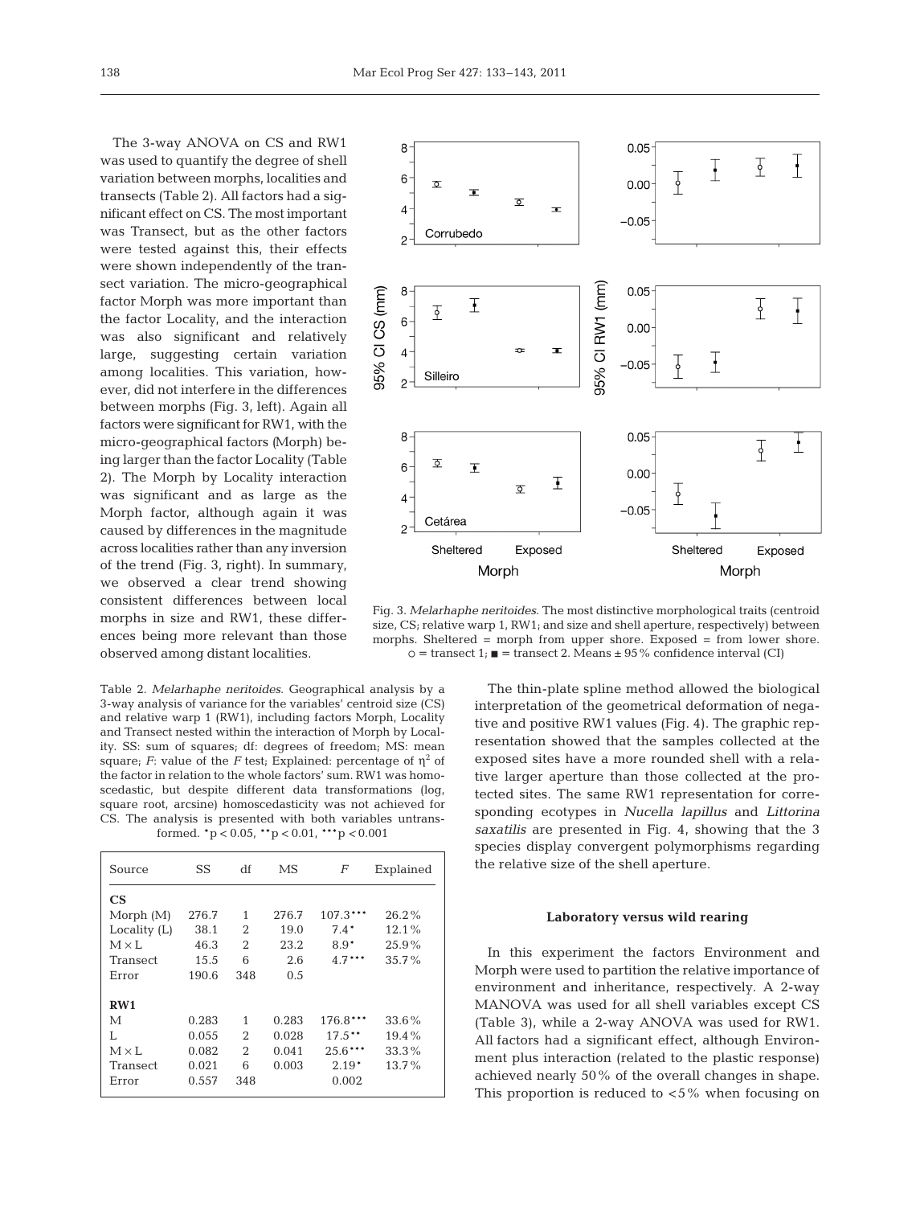The 3-way ANOVA on CS and RW1 was used to quantify the degree of shell variation between morphs, localities and transects (Table 2). All factors had a significant effect on CS. The most important was Transect, but as the other factors were tested against this, their effects were shown independently of the transect variation. The micro-geographical factor Morph was more important than the factor Locality, and the interaction was also significant and relatively large, suggesting certain variation among localities. This variation, however, did not interfere in the differences between morphs (Fig. 3, left). Again all factors were significant for RW1, with the micro-geographical factors (Morph) being larger than the factor Locality (Table 2). The Morph by Locality interaction was significant and as large as the Morph factor, although again it was caused by differences in the magnitude across localities rather than any inversion of the trend (Fig. 3, right). In summary, we observed a clear trend showing consistent differences between local morphs in size and RW1, these differences being more relevant than those observed among distant localities.

Fig. 3. *Melarhaphe neritoides*. The most distinctive morphological traits (centroid size, CS; relative warp 1, RW1; and size and shell aperture, respectively) between morphs. Sheltered = morph from upper shore. Exposed = from lower shore. ○ = transect 1; ■ = transect 2. Means ± 95% confidence interval (CI)

Table 2. *Melarhaphe neritoides*. Geographical analysis by a 3-way analysis of variance for the variables' centroid size (CS) and relative warp 1 (RW1), including factors Morph, Locality and Transect nested within the interaction of Morph by Locality. SS: sum of squares; df: degrees of freedom; MS: mean square; $F$: value of the $F$ test; Explained: percentage of $\eta^2$ of the factor in relation to the whole factors' sum. RW1 was homoscedastic, but despite different data transformations (log, square root, arcsine) homoscedasticity was not achieved for CS. The analysis is presented with both variables untransformed. *$p < 0.05$, **$p < 0.01$, ***$p < 0.001$

| Source | SS | df | MS | $F$ | Explained |
|---|---|---|---|---|---|
| **CS** | | | | | |
| Morph (M) | 276.7 | 1 | 276.7 | 107.3*** | 26.2% |
| Locality (L) | 38.1 | 2 | 19.0 | 7.4* | 12.1% |
| M × L | 46.3 | 2 | 23.2 | 8.9* | 25.9% |
| Transect | 15.5 | 6 | 2.6 | 4.7*** | 35.7% |
| Error | 190.6 | 348 | 0.5 | | |
| **RW1** | | | | | |
| M | 0.283 | 1 | 0.283 | 176.8*** | 33.6% |
| L | 0.055 | 2 | 0.028 | 17.5** | 19.4% |
| M × L | 0.082 | 2 | 0.041 | 25.6*** | 33.3% |
| Transect | 0.021 | 6 | 0.003 | 2.19* | 13.7% |
| Error | 0.557 | 348 | | 0.002 | |

The thin-plate spline method allowed the biological interpretation of the geometrical deformation of negative and positive RW1 values (Fig. 4). The graphic representation showed that the samples collected at the exposed sites have a more rounded shell with a relative larger aperture than those collected at the protected sites. The same RW1 representation for corresponding ecotypes in *Nucella lapillus* and *Littorina saxatilis* are presented in Fig. 4, showing that the 3 species display convergent polymorphisms regarding the relative size of the shell aperture.

### Laboratory versus wild rearing

In this experiment the factors Environment and Morph were used to partition the relative importance of environment and inheritance, respectively. A 2-way MANOVA was used for all shell variables except CS (Table 3), while a 2-way ANOVA was used for RW1. All factors had a significant effect, although Environment plus interaction (related to the plastic response) achieved nearly 50% of the overall changes in shape. This proportion is reduced to <5% when focusing on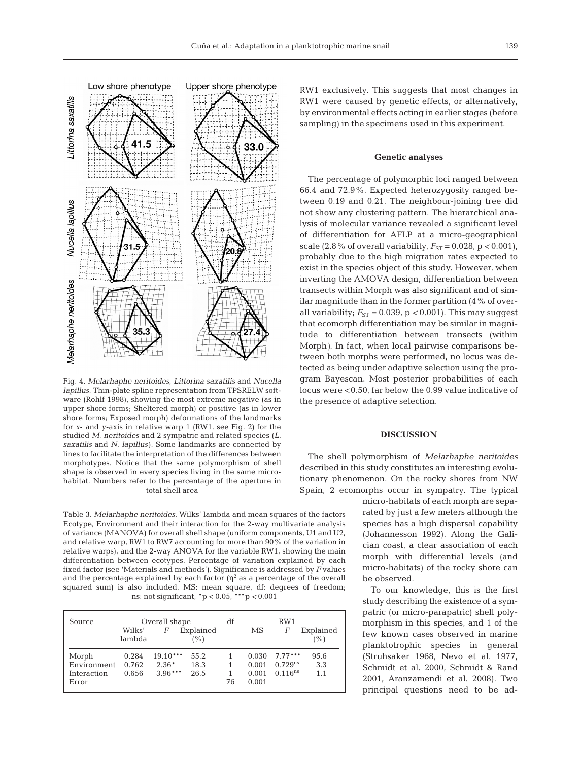RW1 exclusively. This suggests that most changes in RW1 were caused by genetic effects, or alternatively, by environmental effects acting in earlier stages (before sampling) in the specimens used in this experiment.

### Genetic analyses

The percentage of polymorphic loci ranged between 66.4 and 72.9%. Expected heterozygosity ranged between 0.19 and 0.21. The neighbour-joining tree did not show any clustering pattern. The hierarchical analysis of molecular variance revealed a significant level of differentiation for AFLP at a micro-geographical scale (2.8% of overall variability, $F_{ST} = 0.028$, $p < 0.001$), probably due to the high migration rates expected to exist in the species object of this study. However, when inverting the AMOVA design, differentiation between transects within Morph was also significant and of similar magnitude than in the former partition (4% of overall variability; $F_{ST} = 0.039$, $p < 0.001$). This may suggest that ecomorph differentiation may be similar in magnitude to differentiation between transects (within Morph). In fact, when local pairwise comparisons between both morphs were performed, no locus was detected as being under adaptive selection using the program Bayescan. Most posterior probabilities of each locus were <0.50, far below the 0.99 value indicative of the presence of adaptive selection.

Fig. 4. *Melarhaphe neritoides*, *Littorina saxatilis* and *Nucella lapillus*. Thin-plate spline representation from TPSRELW software (Rohlf 1998), showing the most extreme negative (as in upper shore forms; Sheltered morph) or positive (as in lower shore forms; Exposed morph) deformations of the landmarks for *x*- and *y*-axis in relative warp 1 (RW1, see Fig. 2) for the studied *M. neritoides* and 2 sympatric and related species (*L. saxatilis* and *N. lapillus*). Some landmarks are connected by lines to facilitate the interpretation of the differences between morphotypes. Notice that the same polymorphism of shell shape is observed in every species living in the same micro-habitat. Numbers refer to the percentage of the aperture in total shell area

Table 3. *Melarhaphe neritoides*. Wilks' lambda and mean squares of the factors Ecotype, Environment and their interaction for the 2-way multivariate analysis of variance (MANOVA) for overall shell shape (uniform components, U1 and U2, and relative warp, RW1 to RW7 accounting for more than 90% of the variation in relative warps), and the 2-way ANOVA for the variable RW1, showing the main differentiation between ecotypes. Percentage of variation explained by each fixed factor (see 'Materials and methods'). Significance is addressed by *F* values and the percentage explained by each factor ($\eta^2$ as a percentage of the overall squared sum) is also included. MS: mean square, df: degrees of freedom; ns: not significant, \*p < 0.05, \*\*\*p < 0.001

| Source | Overall shape | | | df | RW1 | | |
|---|---|---|---|---|---|---|---|
| | Wilks' lambda | *F* | Explained (%) | | MS | *F* | Explained (%) |
| Morph | 0.284 | 19.10\*\*\* | 55.2 | 1 | 0.030 | 7.77\*\*\* | 95.6 |
| Environment | 0.762 | 2.36\* | 18.3 | 1 | 0.001 | 0.729$^{ns}$ | 3.3 |
| Interaction | 0.656 | 3.96\*\*\* | 26.5 | 1 | 0.001 | 0.116$^{ns}$ | 1.1 |
| Error | | | | 76 | 0.001 | | |

## DISCUSSION

The shell polymorphism of *Melarhaphe neritoides* described in this study constitutes an interesting evolutionary phenomenon. On the rocky shores from NW Spain, 2 ecomorphs occur in sympatry. The typical micro-habitats of each morph are separated by just a few meters although the species has a high dispersal capability (Johannesson 1992). Along the Galician coast, a clear association of each morph with differential levels (and micro-habitats) of the rocky shore can be observed.

To our knowledge, this is the first study describing the existence of a sympatric (or micro-parapatric) shell polymorphism in this species, and 1 of the few known cases observed in marine planktotrophic species in general (Struhsaker 1968, Nevo et al. 1977, Schmidt et al. 2000, Schmidt & Rand 2001, Aranzamendi et al. 2008). Two principal questions need to be ad-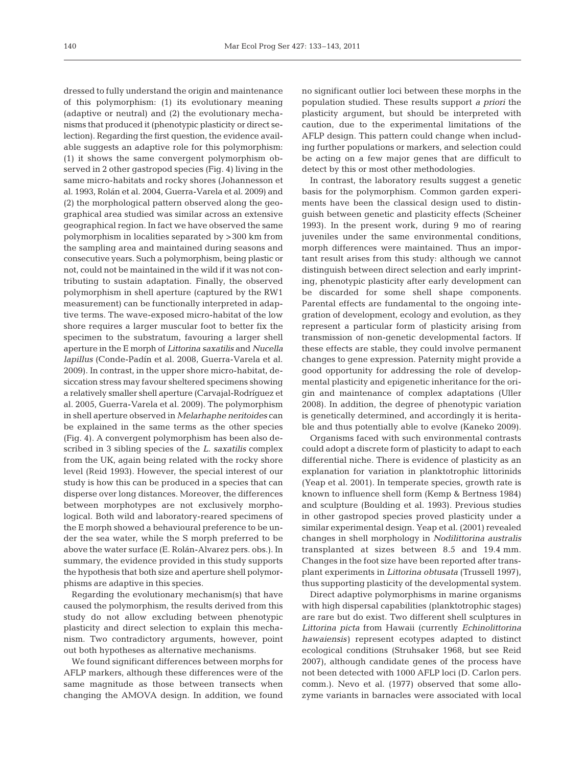dressed to fully understand the origin and maintenance of this polymorphism: (1) its evolutionary meaning (adaptive or neutral) and (2) the evolutionary mechanisms that produced it (phenotypic plasticity or direct selection). Regarding the first question, the evidence available suggests an adaptive role for this polymorphism: (1) it shows the same convergent polymorphism observed in 2 other gastropod species (Fig. 4) living in the same micro-habitats and rocky shores (Johannesson et al. 1993, Rolán et al. 2004, Guerra-Varela et al. 2009) and (2) the morphological pattern observed along the geographical area studied was similar across an extensive geographical region. In fact we have observed the same polymorphism in localities separated by >300 km from the sampling area and maintained during seasons and consecutive years. Such a polymorphism, being plastic or not, could not be maintained in the wild if it was not contributing to sustain adaptation. Finally, the observed polymorphism in shell aperture (captured by the RW1 measurement) can be functionally interpreted in adaptive terms. The wave-exposed micro-habitat of the low shore requires a larger muscular foot to better fix the specimen to the substratum, favouring a larger shell aperture in the E morph of *Littorina saxatilis* and *Nucella lapillus* (Conde-Padín et al. 2008, Guerra-Varela et al. 2009). In contrast, in the upper shore micro-habitat, desiccation stress may favour sheltered specimens showing a relatively smaller shell aperture (Carvajal-Rodríguez et al. 2005, Guerra-Varela et al. 2009). The polymorphism in shell aperture observed in *Melarhaphe neritoides* can be explained in the same terms as the other species (Fig. 4). A convergent polymorphism has been also described in 3 sibling species of the *L. saxatilis* complex from the UK, again being related with the rocky shore level (Reid 1993). However, the special interest of our study is how this can be produced in a species that can disperse over long distances. Moreover, the differences between morphotypes are not exclusively morphological. Both wild and laboratory-reared specimens of the E morph showed a behavioural preference to be under the sea water, while the S morph preferred to be above the water surface (E. Rolán-Alvarez pers. obs.). In summary, the evidence provided in this study supports the hypothesis that both size and aperture shell polymorphisms are adaptive in this species.

Regarding the evolutionary mechanism(s) that have caused the polymorphism, the results derived from this study do not allow excluding between phenotypic plasticity and direct selection to explain this mechanism. Two contradictory arguments, however, point out both hypotheses as alternative mechanisms.

We found significant differences between morphs for AFLP markers, although these differences were of the same magnitude as those between transects when changing the AMOVA design. In addition, we found no significant outlier loci between these morphs in the population studied. These results support *a priori* the plasticity argument, but should be interpreted with caution, due to the experimental limitations of the AFLP design. This pattern could change when including further populations or markers, and selection could be acting on a few major genes that are difficult to detect by this or most other methodologies.

In contrast, the laboratory results suggest a genetic basis for the polymorphism. Common garden experiments have been the classical design used to distinguish between genetic and plasticity effects (Scheiner 1993). In the present work, during 9 mo of rearing juveniles under the same environmental conditions, morph differences were maintained. Thus an important result arises from this study: although we cannot distinguish between direct selection and early imprinting, phenotypic plasticity after early development can be discarded for some shell shape components. Parental effects are fundamental to the ongoing integration of development, ecology and evolution, as they represent a particular form of plasticity arising from transmission of non-genetic developmental factors. If these effects are stable, they could involve permanent changes to gene expression. Paternity might provide a good opportunity for addressing the role of developmental plasticity and epigenetic inheritance for the origin and maintenance of complex adaptations (Uller 2008). In addition, the degree of phenotypic variation is genetically determined, and accordingly it is heritable and thus potentially able to evolve (Kaneko 2009).

Organisms faced with such environmental contrasts could adopt a discrete form of plasticity to adapt to each differential niche. There is evidence of plasticity as an explanation for variation in planktotrophic littorinids (Yeap et al. 2001). In temperate species, growth rate is known to influence shell form (Kemp & Bertness 1984) and sculpture (Boulding et al. 1993). Previous studies in other gastropod species proved plasticity under a similar experimental design. Yeap et al. (2001) revealed changes in shell morphology in *Nodilittorina australis* transplanted at sizes between 8.5 and 19.4 mm. Changes in the foot size have been reported after transplant experiments in *Littorina obtusata* (Trussell 1997), thus supporting plasticity of the developmental system.

Direct adaptive polymorphisms in marine organisms with high dispersal capabilities (planktotrophic stages) are rare but do exist. Two different shell sculptures in *Littorina picta* from Hawaii (currently *Echinolittorina hawaiensis*) represent ecotypes adapted to distinct ecological conditions (Struhsaker 1968, but see Reid 2007), although candidate genes of the process have not been detected with 1000 AFLP loci (D. Carlon pers. comm.). Nevo et al. (1977) observed that some allozyme variants in barnacles were associated with local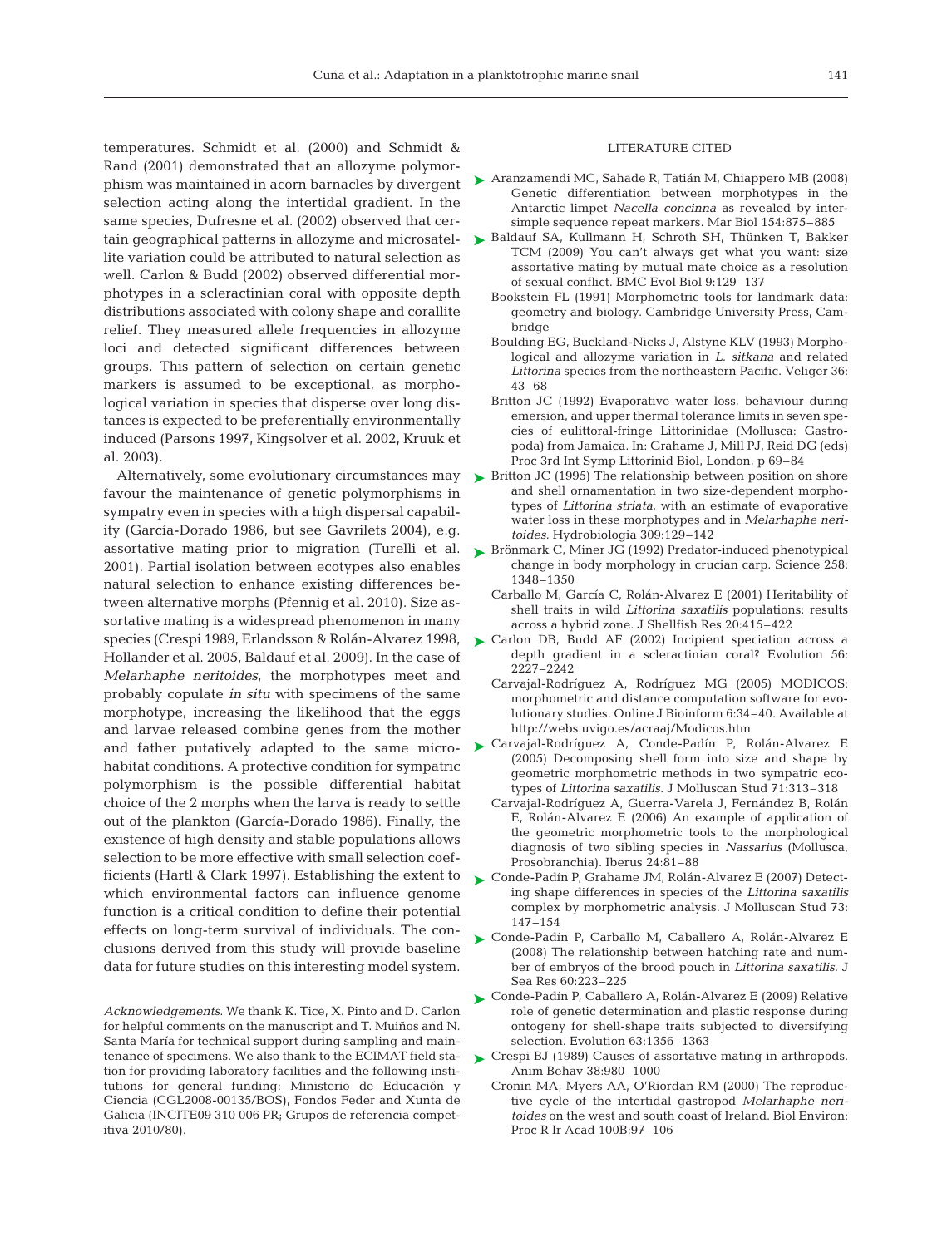temperatures. Schmidt et al. (2000) and Schmidt & Rand (2001) demonstrated that an allozyme polymorphism was maintained in acorn barnacles by divergent selection acting along the intertidal gradient. In the same species, Dufresne et al. (2002) observed that certain geographical patterns in allozyme and microsatellite variation could be attributed to natural selection as well. Carlon & Budd (2002) observed differential morphotypes in a scleractinian coral with opposite depth distributions associated with colony shape and corallite relief. They measured allele frequencies in allozyme loci and detected significant differences between groups. This pattern of selection on certain genetic markers is assumed to be exceptional, as morphological variation in species that disperse over long distances is expected to be preferentially environmentally induced (Parsons 1997, Kingsolver et al. 2002, Kruuk et al. 2003).

Alternatively, some evolutionary circumstances may favour the maintenance of genetic polymorphisms in sympatry even in species with a high dispersal capability (García-Dorado 1986, but see Gavrilets 2004), e.g. assortative mating prior to migration (Turelli et al. 2001). Partial isolation between ecotypes also enables natural selection to enhance existing differences between alternative morphs (Pfennig et al. 2010). Size assortative mating is a widespread phenomenon in many species (Crespi 1989, Erlandsson & Rolán-Alvarez 1998, Hollander et al. 2005, Baldauf et al. 2009). In the case of *Melarhaphe neritoides*, the morphotypes meet and probably copulate *in situ* with specimens of the same morphotype, increasing the likelihood that the eggs and larvae released combine genes from the mother and father putatively adapted to the same microhabitat conditions. A protective condition for sympatric polymorphism is the possible differential habitat choice of the 2 morphs when the larva is ready to settle out of the plankton (García-Dorado 1986). Finally, the existence of high density and stable populations allows selection to be more effective with small selection coefficients (Hartl & Clark 1997). Establishing the extent to which environmental factors can influence genome function is a critical condition to define their potential effects on long-term survival of individuals. The conclusions derived from this study will provide baseline data for future studies on this interesting model system.

*Acknowledgements.* We thank K. Tice, X. Pinto and D. Carlon for helpful comments on the manuscript and T. Muiños and N. Santa María for technical support during sampling and maintenance of specimens. We also thank to the ECIMAT field station for providing laboratory facilities and the following institutions for general funding: Ministerio de Educación y Ciencia (CGL2008-00135/BOS), Fondos Feder and Xunta de Galicia (INCITE09 310 006 PR; Grupos de referencia competitiva 2010/80).

## LITERATURE CITED

- Aranzamendi MC, Sahade R, Tatián M, Chiappero MB (2008) Genetic differentiation between morphotypes in the Antarctic limpet *Nacella concinna* as revealed by intersimple sequence repeat markers. Mar Biol 154:875–885
- Baldauf SA, Kullmann H, Schroth SH, Thünken T, Bakker TCM (2009) You can't always get what you want: size assortative mating by mutual mate choice as a resolution of sexual conflict. BMC Evol Biol 9:129–137
- Bookstein FL (1991) Morphometric tools for landmark data: geometry and biology. Cambridge University Press, Cambridge
- Boulding EG, Buckland-Nicks J, Alstyne KLV (1993) Morphological and allozyme variation in *L. sitkana* and related *Littorina* species from the northeastern Pacific. Veliger 36: 43–68
- Britton JC (1992) Evaporative water loss, behaviour during emersion, and upper thermal tolerance limits in seven species of eulittoral-fringe Littorinidae (Mollusca: Gastropoda) from Jamaica. In: Grahame J, Mill PJ, Reid DG (eds) Proc 3rd Int Symp Littorinid Biol, London, p 69–84
- Britton JC (1995) The relationship between position on shore and shell ornamentation in two size-dependent morphotypes of *Littorina striata*, with an estimate of evaporative water loss in these morphotypes and in *Melarhaphe neritoides*. Hydrobiologia 309:129–142
- Brönmark C, Miner JG (1992) Predator-induced phenotypical change in body morphology in crucian carp. Science 258: 1348–1350
- Carballo M, García C, Rolán-Alvarez E (2001) Heritability of shell traits in wild *Littorina saxatilis* populations: results across a hybrid zone. J Shellfish Res 20:415–422
- Carlon DB, Budd AF (2002) Incipient speciation across a depth gradient in a scleractinian coral? Evolution 56: 2227–2242
- Carvajal-Rodríguez A, Rodríguez MG (2005) MODICOS: morphometric and distance computation software for evolutionary studies. Online J Bioinform 6:34–40. Available at http://webs.uvigo.es/acraaj/Modicos.htm
- Carvajal-Rodríguez A, Conde-Padín P, Rolán-Alvarez E (2005) Decomposing shell form into size and shape by geometric morphometric methods in two sympatric ecotypes of *Littorina saxatilis*. J Molluscan Stud 71:313–318
- Carvajal-Rodríguez A, Guerra-Varela J, Fernández B, Rolán E, Rolán-Alvarez E (2006) An example of application of the geometric morphometric tools to the morphological diagnosis of two sibling species in *Nassarius* (Mollusca, Prosobranchia). Iberus 24:81–88
- Conde-Padín P, Grahame JM, Rolán-Alvarez E (2007) Detecting shape differences in species of the *Littorina saxatilis* complex by morphometric analysis. J Molluscan Stud 73: 147–154
- Conde-Padín P, Carballo M, Caballero A, Rolán-Alvarez E (2008) The relationship between hatching rate and number of embryos of the brood pouch in *Littorina saxatilis*. J Sea Res 60:223–225
- Conde-Padín P, Caballero A, Rolán-Alvarez E (2009) Relative role of genetic determination and plastic response during ontogeny for shell-shape traits subjected to diversifying selection. Evolution 63:1356–1363
- Crespi BJ (1989) Causes of assortative mating in arthropods. Anim Behav 38:980–1000
- Cronin MA, Myers AA, O'Riordan RM (2000) The reproductive cycle of the intertidal gastropod *Melarhaphe neritoides* on the west and south coast of Ireland. Biol Environ: Proc R Ir Acad 100B:97–106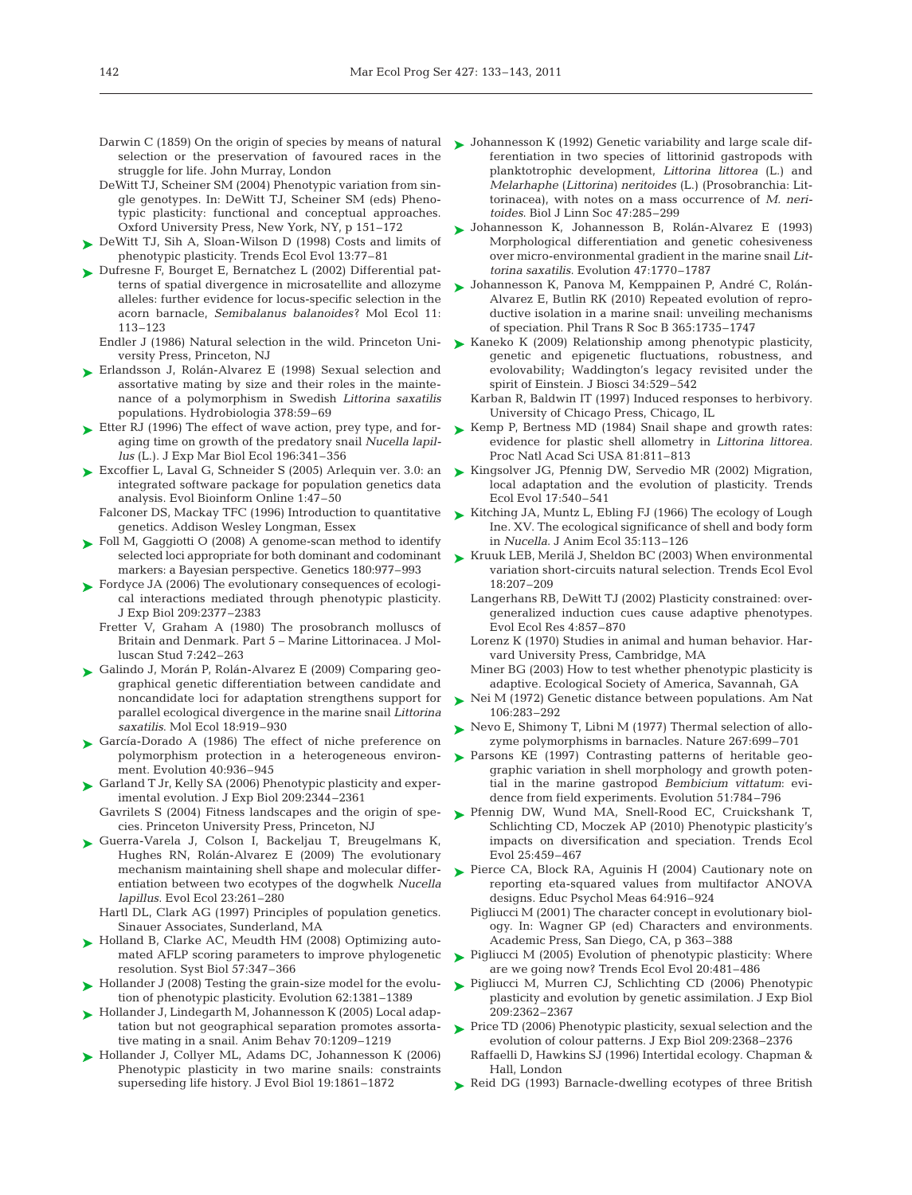Darwin C (1859) On the origin of species by means of natural selection or the preservation of favoured races in the struggle for life. John Murray, London

DeWitt TJ, Scheiner SM (2004) Phenotypic variation from single genotypes. In: DeWitt TJ, Scheiner SM (eds) Phenotypic plasticity: functional and conceptual approaches. Oxford University Press, New York, NY, p 151–172

DeWitt TJ, Sih A, Sloan-Wilson D (1998) Costs and limits of phenotypic plasticity. Trends Ecol Evol 13:77–81

Dufresne F, Bourget E, Bernatchez L (2002) Differential patterns of spatial divergence in microsatellite and allozyme alleles: further evidence for locus-specific selection in the acorn barnacle, *Semibalanus balanoides*? Mol Ecol 11: 113–123

Endler J (1986) Natural selection in the wild. Princeton University Press, Princeton, NJ

Erlandsson J, Rolán-Alvarez E (1998) Sexual selection and assortative mating by size and their roles in the maintenance of a polymorphism in Swedish *Littorina saxatilis* populations. Hydrobiologia 378:59–69

Etter RJ (1996) The effect of wave action, prey type, and foraging time on growth of the predatory snail *Nucella lapillus* (L.). J Exp Mar Biol Ecol 196:341–356

Excoffier L, Laval G, Schneider S (2005) Arlequin ver. 3.0: an integrated software package for population genetics data analysis. Evol Bioinform Online 1:47–50

Falconer DS, Mackay TFC (1996) Introduction to quantitative genetics. Addison Wesley Longman, Essex

Foll M, Gaggiotti O (2008) A genome-scan method to identify selected loci appropriate for both dominant and codominant markers: a Bayesian perspective. Genetics 180:977–993

Fordyce JA (2006) The evolutionary consequences of ecological interactions mediated through phenotypic plasticity. J Exp Biol 209:2377–2383

Fretter V, Graham A (1980) The prosobranch molluscs of Britain and Denmark. Part 5 – Marine Littorinacea. J Molluscan Stud 7:242–263

Galindo J, Morán P, Rolán-Alvarez E (2009) Comparing geographical genetic differentiation between candidate and noncandidate loci for adaptation strengthens support for parallel ecological divergence in the marine snail *Littorina saxatilis*. Mol Ecol 18:919–930

García-Dorado A (1986) The effect of niche preference on polymorphism protection in a heterogeneous environment. Evolution 40:936–945

Garland T Jr, Kelly SA (2006) Phenotypic plasticity and experimental evolution. J Exp Biol 209:2344–2361

Gavrilets S (2004) Fitness landscapes and the origin of species. Princeton University Press, Princeton, NJ

Guerra-Varela J, Colson I, Backeljau T, Breugelmans K, Hughes RN, Rolán-Alvarez E (2009) The evolutionary mechanism maintaining shell shape and molecular differentiation between two ecotypes of the dogwhelk *Nucella lapillus*. Evol Ecol 23:261–280

Hartl DL, Clark AG (1997) Principles of population genetics. Sinauer Associates, Sunderland, MA

Holland B, Clarke AC, Meudth HM (2008) Optimizing automated AFLP scoring parameters to improve phylogenetic resolution. Syst Biol 57:347–366

Hollander J (2008) Testing the grain-size model for the evolution of phenotypic plasticity. Evolution 62:1381–1389

Hollander J, Lindegarth M, Johannesson K (2005) Local adaptation but not geographical separation promotes assortative mating in a snail. Anim Behav 70:1209–1219

Hollander J, Collyer ML, Adams DC, Johannesson K (2006) Phenotypic plasticity in two marine snails: constraints superseding life history. J Evol Biol 19:1861–1872

Johannesson K (1992) Genetic variability and large scale differentiation in two species of littorinid gastropods with planktotrophic development, *Littorina littorea* (L.) and *Melarhaphe* (*Littorina*) *neritoides* (L.) (Prosobranchia: Littorinacea), with notes on a mass occurrence of *M. neritoides*. Biol J Linn Soc 47:285–299

Johannesson K, Johannesson B, Rolán-Alvarez E (1993) Morphological differentiation and genetic cohesiveness over micro-environmental gradient in the marine snail *Littorina saxatilis*. Evolution 47:1770–1787

Johannesson K, Panova M, Kemppainen P, André C, Rolán-Alvarez E, Butlin RK (2010) Repeated evolution of reproductive isolation in a marine snail: unveiling mechanisms of speciation. Phil Trans R Soc B 365:1735–1747

Kaneko K (2009) Relationship among phenotypic plasticity, genetic and epigenetic fluctuations, robustness, and evolovability; Waddington's legacy revisited under the spirit of Einstein. J Biosci 34:529–542

Karban R, Baldwin IT (1997) Induced responses to herbivory. University of Chicago Press, Chicago, IL

Kemp P, Bertness MD (1984) Snail shape and growth rates: evidence for plastic shell allometry in *Littorina littorea*. Proc Natl Acad Sci USA 81:811–813

Kingsolver JG, Pfennig DW, Servedio MR (2002) Migration, local adaptation and the evolution of plasticity. Trends Ecol Evol 17:540–541

Kitching JA, Muntz L, Ebling FJ (1966) The ecology of Lough Ine. XV. The ecological significance of shell and body form in *Nucella*. J Anim Ecol 35:113–126

Kruuk LEB, Merilä J, Sheldon BC (2003) When environmental variation short-circuits natural selection. Trends Ecol Evol 18:207–209

Langerhans RB, DeWitt TJ (2002) Plasticity constrained: overgeneralized induction cues cause adaptive phenotypes. Evol Ecol Res 4:857–870

Lorenz K (1970) Studies in animal and human behavior. Harvard University Press, Cambridge, MA

Miner BG (2003) How to test whether phenotypic plasticity is adaptive. Ecological Society of America, Savannah, GA

Nei M (1972) Genetic distance between populations. Am Nat 106:283–292

Nevo E, Shimony T, Libni M (1977) Thermal selection of allozyme polymorphisms in barnacles. Nature 267:699–701

Parsons KE (1997) Contrasting patterns of heritable geographic variation in shell morphology and growth potential in the marine gastropod *Bembicium vittatum*: evidence from field experiments. Evolution 51:784–796

Pfennig DW, Wund MA, Snell-Rood EC, Cruickshank T, Schlichting CD, Moczek AP (2010) Phenotypic plasticity's impacts on diversification and speciation. Trends Ecol Evol 25:459–467

Pierce CA, Block RA, Aguinis H (2004) Cautionary note on reporting eta-squared values from multifactor ANOVA designs. Educ Psychol Meas 64:916–924

Pigliucci M (2001) The character concept in evolutionary biology. In: Wagner GP (ed) Characters and environments. Academic Press, San Diego, CA, p 363–388

Pigliucci M (2005) Evolution of phenotypic plasticity: Where are we going now? Trends Ecol Evol 20:481–486

Pigliucci M, Murren CJ, Schlichting CD (2006) Phenotypic plasticity and evolution by genetic assimilation. J Exp Biol 209:2362–2367

Price TD (2006) Phenotypic plasticity, sexual selection and the evolution of colour patterns. J Exp Biol 209:2368–2376

Raffaelli D, Hawkins SJ (1996) Intertidal ecology. Chapman & Hall, London

Reid DG (1993) Barnacle-dwelling ecotypes of three British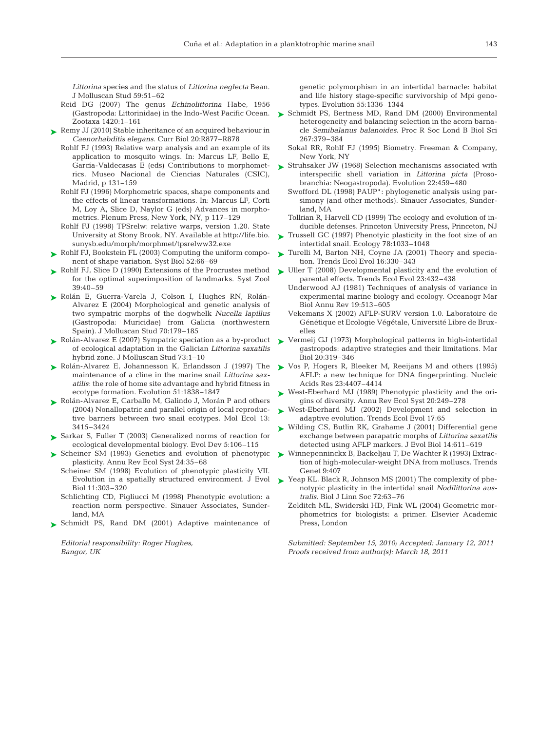Littorina species and the status of *Littorina neglecta* Bean. J Molluscan Stud 59:51–62

Reid DG (2007) The genus *Echinolittorina* Habe, 1956 (Gastropoda: Littorinidae) in the Indo-West Pacific Ocean. Zootaxa 1420:1–161

Remy JJ (2010) Stable inheritance of an acquired behaviour in *Caenorhabditis elegans*. Curr Biol 20:R877–R878

Rohlf FJ (1993) Relative warp analysis and an example of its application to mosquito wings. In: Marcus LF, Bello E, García-Valdecasas E (eds) Contributions to morphometrics. Museo Nacional de Ciencias Naturales (CSIC), Madrid, p 131–159

Rohlf FJ (1996) Morphometric spaces, shape components and the effects of linear transformations. In: Marcus LF, Corti M, Loy A, Slice D, Naylor G (eds) Advances in morphometrics. Plenum Press, New York, NY, p 117–129

Rohlf FJ (1998) TPSrelw: relative warps, version 1.20. State University at Stony Brook, NY. Available at http://life.bio.sunysb.edu/morph/morphmet/tpsrelww32.exe

Rohlf FJ, Bookstein FL (2003) Computing the uniform component of shape variation. Syst Biol 52:66–69

Rohlf FJ, Slice D (1990) Extensions of the Procrustes method for the optimal superimposition of landmarks. Syst Zool 39:40–59

Rolán E, Guerra-Varela J, Colson I, Hughes RN, Rolán-Alvarez E (2004) Morphological and genetic analysis of two sympatric morphs of the dogwhelk *Nucella lapillus* (Gastropoda: Muricidae) from Galicia (northwestern Spain). J Molluscan Stud 70:179–185

Rolán-Alvarez E (2007) Sympatric speciation as a by-product of ecological adaptation in the Galician *Littorina saxatilis* hybrid zone. J Molluscan Stud 73:1–10

Rolán-Alvarez E, Johannesson K, Erlandsson J (1997) The maintenance of a cline in the marine snail *Littorina saxatilis*: the role of home site advantage and hybrid fitness in ecotype formation. Evolution 51:1838–1847

Rolán-Alvarez E, Carballo M, Galindo J, Morán P and others (2004) Nonallopatric and parallel origin of local reproductive barriers between two snail ecotypes. Mol Ecol 13: 3415–3424

Sarkar S, Fuller T (2003) Generalized norms of reaction for ecological developmental biology. Evol Dev 5:106–115

Scheiner SM (1993) Genetics and evolution of phenotypic plasticity. Annu Rev Ecol Syst 24:35–68

Scheiner SM (1998) Evolution of phenotypic plasticity VII. Evolution in a spatially structured environment. J Evol Biol 11:303–320

Schlichting CD, Pigliucci M (1998) Phenotypic evolution: a reaction norm perspective. Sinauer Associates, Sunderland, MA

Schmidt PS, Rand DM (2001) Adaptive maintenance of genetic polymorphism in an intertidal barnacle: habitat and life history stage-specific survivorship of Mpi genotypes. Evolution 55:1336–1344

Schmidt PS, Bertness MD, Rand DM (2000) Environmental heterogeneity and balancing selection in the acorn barnacle *Semibalanus balanoides*. Proc R Soc Lond B Biol Sci 267:379–384

Sokal RR, Rohlf FJ (1995) Biometry. Freeman & Company, New York, NY

Struhsaker JW (1968) Selection mechanisms associated with interspecific shell variation in *Littorina picta* (Prosobranchia: Neogastropoda). Evolution 22:459–480

Swofford DL (1998) PAUP*: phylogenetic analysis using parsimony (and other methods). Sinauer Associates, Sunderland, MA

Tollrian R, Harvell CD (1999) The ecology and evolution of inducible defenses. Princeton University Press, Princeton, NJ

Trussell GC (1997) Phenotypic plasticity in the foot size of an intertidal snail. Ecology 78:1033–1048

Turelli M, Barton NH, Coyne JA (2001) Theory and speciation. Trends Ecol Evol 16:330–343

Uller T (2008) Developmental plasticity and the evolution of parental effects. Trends Ecol Evol 23:432–438

Underwood AJ (1981) Techniques of analysis of variance in experimental marine biology and ecology. Oceanogr Mar Biol Annu Rev 19:513–605

Vekemans X (2002) AFLP-SURV version 1.0. Laboratoire de Génétique et Ecologie Végétale, Université Libre de Bruxelles

Vermeij GJ (1973) Morphological patterns in high-intertidal gastropods: adaptive strategies and their limitations. Mar Biol 20:319–346

Vos P, Hogers R, Bleeker M, Reeijans M and others (1995) AFLP: a new technique for DNA fingerprinting. Nucleic Acids Res 23:4407–4414

West-Eberhard MJ (1989) Phenotypic plasticity and the origins of diversity. Annu Rev Ecol Syst 20:249–278

West-Eberhard MJ (2002) Development and selection in adaptive evolution. Trends Ecol Evol 17:65

Wilding CS, Butlin RK, Grahame J (2001) Differential gene exchange between parapatric morphs of *Littorina saxatilis* detected using AFLP markers. J Evol Biol 14:611–619

Winnepenninckx B, Backeljau T, De Wachter R (1993) Extraction of high-molecular-weight DNA from molluscs. Trends Genet 9:407

Yeap KL, Black R, Johnson MS (2001) The complexity of phenotypic plasticity in the intertidal snail *Nodilittorina australis*. Biol J Linn Soc 72:63–76

Zelditch ML, Swiderski HD, Fink WL (2004) Geometric morphometrics for biologists: a primer. Elsevier Academic Press, London

*Editorial responsibility: Roger Hughes, Bangor, UK*

*Submitted: September 15, 2010; Accepted: January 12, 2011*
*Proofs received from author(s): March 18, 2011*